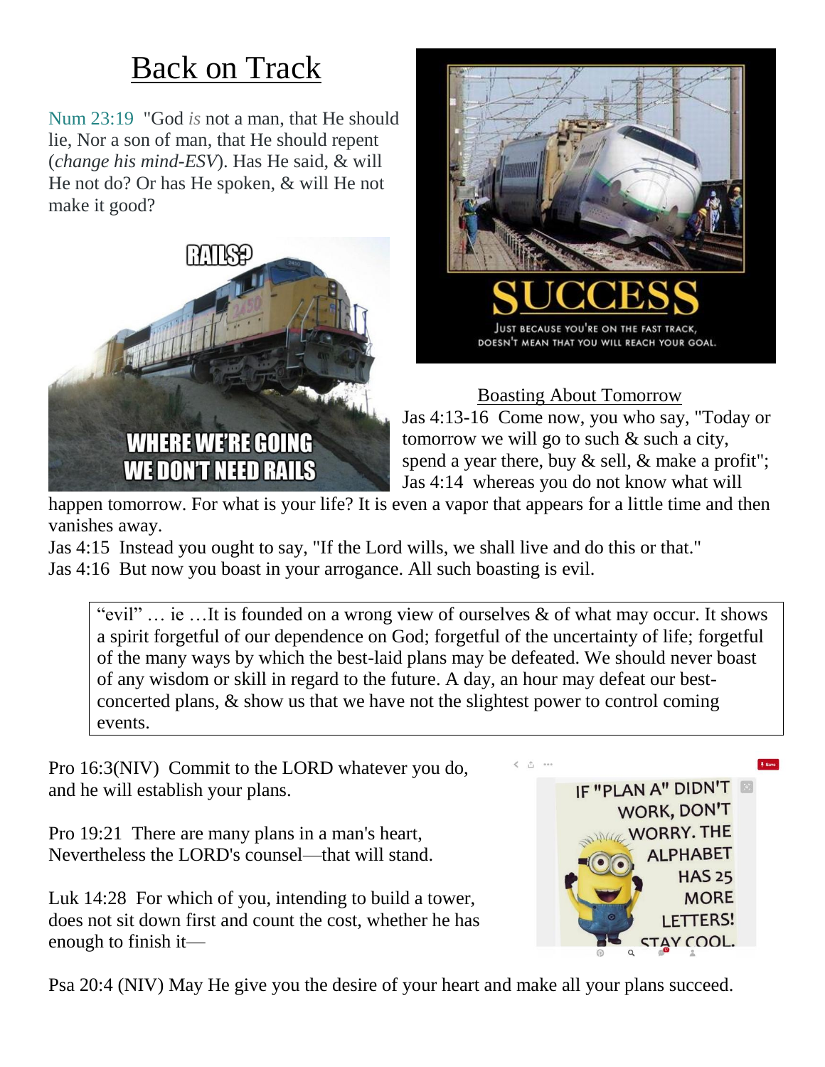# Back on Track

Num 23:19 "God *is* not a man, that He should lie, Nor a son of man, that He should repent (*change his mind-ESV*). Has He said, & will He not do? Or has He spoken, & will He not make it good?

Boasting About Tomorrow

Jas 4:13-16 Come now, you who say, "Today or tomorrow we will go to such & such a city, spend a year there, buy & sell, & make a profit";
Jas 4:14 whereas you do not know what will happen tomorrow. For what is your life? It is even a vapor that appears for a little time and then vanishes away.
Jas 4:15 Instead you ought to say, "If the Lord wills, we shall live and do this or that."
Jas 4:16 But now you boast in your arrogance. All such boasting is evil.

> "evil" … ie …It is founded on a wrong view of ourselves & of what may occur. It shows a spirit forgetful of our dependence on God; forgetful of the uncertainty of life; forgetful of the many ways by which the best-laid plans may be defeated. We should never boast of any wisdom or skill in regard to the future. A day, an hour may defeat our best-concerted plans, & show us that we have not the slightest power to control coming events.

Pro 16:3(NIV) Commit to the LORD whatever you do, and he will establish your plans.

Pro 19:21 There are many plans in a man's heart, Nevertheless the LORD's counsel—that will stand.

Luk 14:28 For which of you, intending to build a tower, does not sit down first and count the cost, whether he has enough to finish it—

Psa 20:4 (NIV) May He give you the desire of your heart and make all your plans succeed.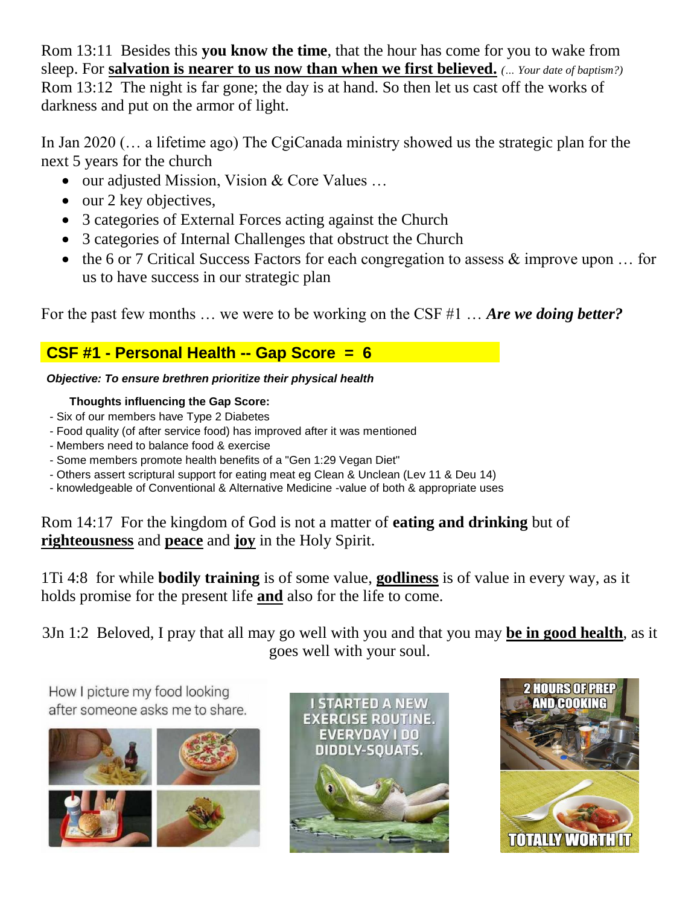Rom 13:11 Besides this **you know the time**, that the hour has come for you to wake from sleep. For **salvation is nearer to us now than when we first believed.** *(... Your date of baptism?)*
Rom 13:12 The night is far gone; the day is at hand. So then let us cast off the works of darkness and put on the armor of light.

In Jan 2020 (… a lifetime ago) The CgiCanada ministry showed us the strategic plan for the next 5 years for the church

- our adjusted Mission, Vision & Core Values …
- our 2 key objectives,
- 3 categories of External Forces acting against the Church
- 3 categories of Internal Challenges that obstruct the Church
- the 6 or 7 Critical Success Factors for each congregation to assess & improve upon … for us to have success in our strategic plan

For the past few months … we were to be working on the CSF #1 … ***Are we doing better?***

## CSF #1 - Personal Health -- Gap Score = 6

***Objective: To ensure brethren prioritize their physical health***

**Thoughts influencing the Gap Score:**

- Six of our members have Type 2 Diabetes
- Food quality (of after service food) has improved after it was mentioned
- Members need to balance food & exercise
- Some members promote health benefits of a "Gen 1:29 Vegan Diet"
- Others assert scriptural support for eating meat eg Clean & Unclean (Lev 11 & Deu 14)
- knowledgeable of Conventional & Alternative Medicine -value of both & appropriate uses

Rom 14:17 For the kingdom of God is not a matter of **eating and drinking** but of **righteousness** and **peace** and **joy** in the Holy Spirit.

1Ti 4:8 for while **bodily training** is of some value, **godliness** is of value in every way, as it holds promise for the present life **and** also for the life to come.

3Jn 1:2 Beloved, I pray that all may go well with you and that you may **be in good health**, as it goes well with your soul.

How I picture my food looking after someone asks me to share.

I STARTED A NEW EXERCISE ROUTINE. EVERYDAY I DO DIDDLY-SQUATS.

2 HOURS OF PREP AND COOKING

TOTALLY WORTH IT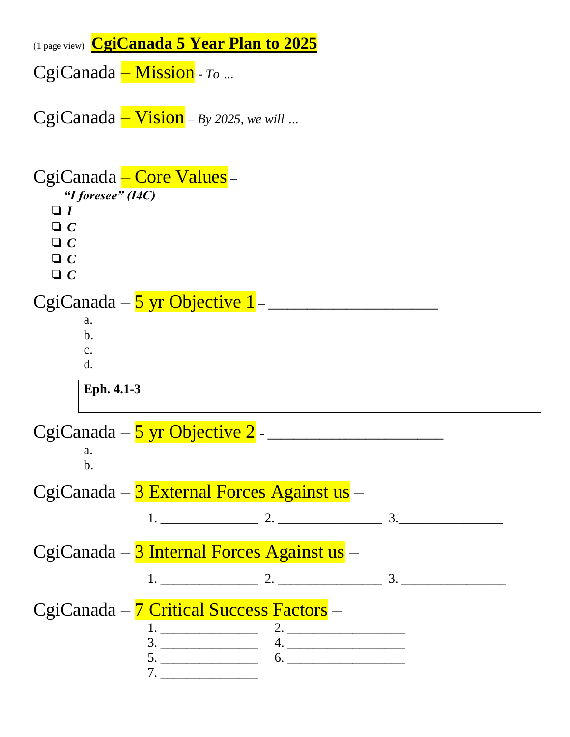(1 page view) **CgiCanada 5 Year Plan to 2025**

## CgiCanada – Mission - *To …*

## CgiCanada – Vision – *By 2025, we will …*

## CgiCanada – Core Values –

***"I foresee" (I4C)***

- ❑ ***I***
- ❑ ***C***
- ❑ ***C***
- ❑ ***C***
- ❑ ***C***

## CgiCanada – 5 yr Objective 1 – ____________________

a.
b.
c.
d.

| **Eph. 4.1-3** |
|---|

## CgiCanada – 5 yr Objective 2 - _____________________

a.
b.

## CgiCanada – 3 External Forces Against us –

1. _______________ 2. ________________ 3._______________

## CgiCanada – 3 Internal Forces Against us –

1. _______________ 2. ________________ 3. ________________

## CgiCanada – 7 Critical Success Factors –

1. _______________ 2. __________________
3. _______________ 4. __________________
5. _______________ 6. __________________
7. _______________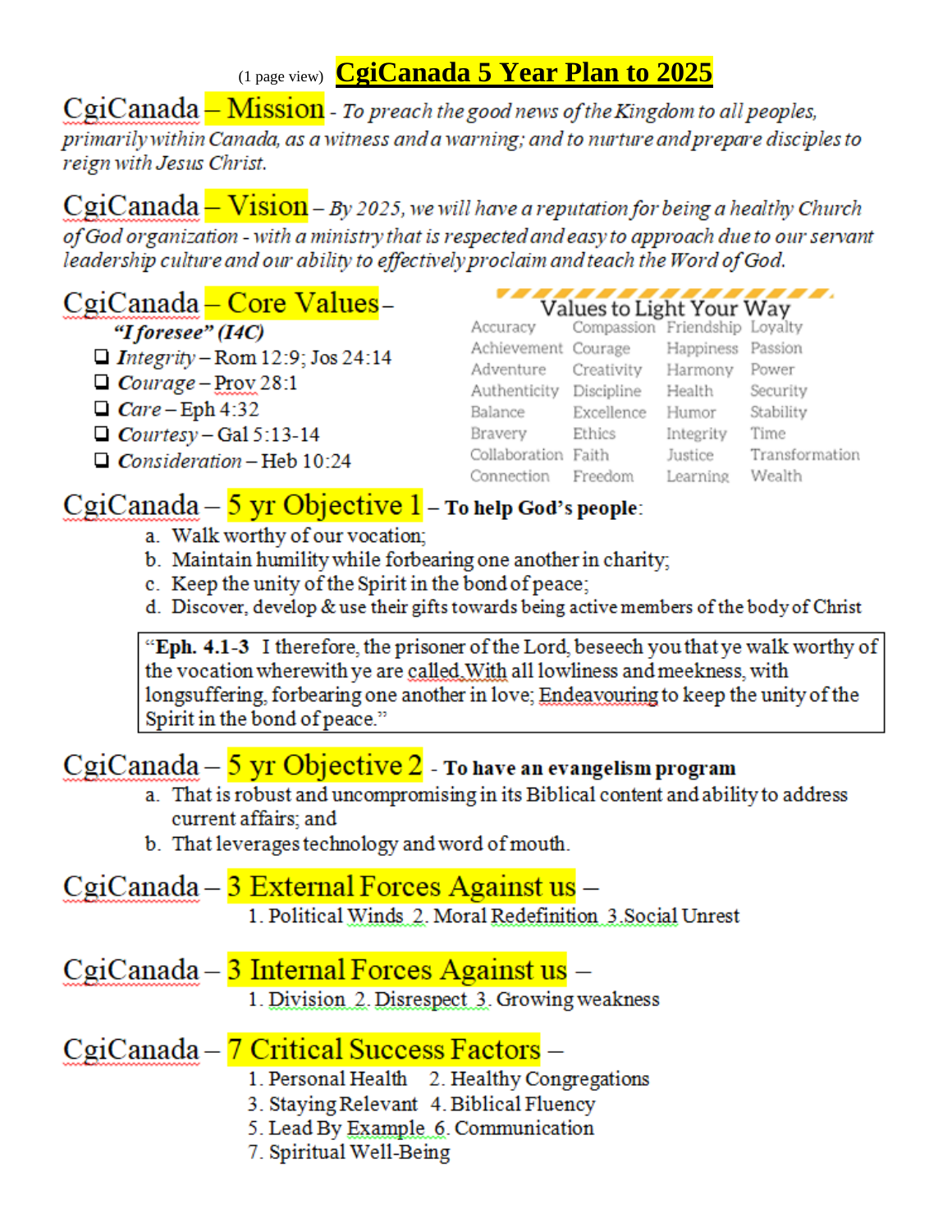(1 page view) **CgiCanada 5 Year Plan to 2025**

## CgiCanada – Mission

*To preach the good news of the Kingdom to all peoples, primarily within Canada, as a witness and a warning; and to nurture and prepare disciples to reign with Jesus Christ.*

## CgiCanada – Vision

*By 2025, we will have a reputation for being a healthy Church of God organization - with a ministry that is respected and easy to approach due to our servant leadership culture and our ability to effectively proclaim and teach the Word of God.*

## CgiCanada – Core Values –

***"I foresee" (I4C)***

- ❑ *Integrity* – Rom 12:9; Jos 24:14
- ❑ *Courage* – Prov 28:1
- ❑ *Care* – Eph 4:32
- ❑ *Courtesy* – Gal 5:13-14
- ❑ *Consideration* – Heb 10:24

**Values to Light Your Way**

| | | | |
|---|---|---|---|
| Accuracy | Compassion | Friendship | Loyalty |
| Achievement | Courage | Happiness | Passion |
| Adventure | Creativity | Harmony | Power |
| Authenticity | Discipline | Health | Security |
| Balance | Excellence | Humor | Stability |
| Bravery | Ethics | Integrity | Time |
| Collaboration | Faith | Justice | Transformation |
| Connection | Freedom | Learning | Wealth |

## CgiCanada – 5 yr Objective 1 – **To help God's people**:

a. Walk worthy of our vocation;
b. Maintain humility while forbearing one another in charity;
c. Keep the unity of the Spirit in the bond of peace;
d. Discover, develop & use their gifts towards being active members of the body of Christ

> "**Eph. 4.1-3** I therefore, the prisoner of the Lord, beseech you that ye walk worthy of the vocation wherewith ye are called, With all lowliness and meekness, with longsuffering, forbearing one another in love; Endeavouring to keep the unity of the Spirit in the bond of peace."

## CgiCanada – 5 yr Objective 2 - **To have an evangelism program**

a. That is robust and uncompromising in its Biblical content and ability to address current affairs; and
b. That leverages technology and word of mouth.

## CgiCanada – 3 External Forces Against us –

1. Political Winds 2. Moral Redefinition 3. Social Unrest

## CgiCanada – 3 Internal Forces Against us –

1. Division 2. Disrespect 3. Growing weakness

## CgiCanada – 7 Critical Success Factors –

1. Personal Health 2. Healthy Congregations
3. Staying Relevant 4. Biblical Fluency
5. Lead By Example 6. Communication
7. Spiritual Well-Being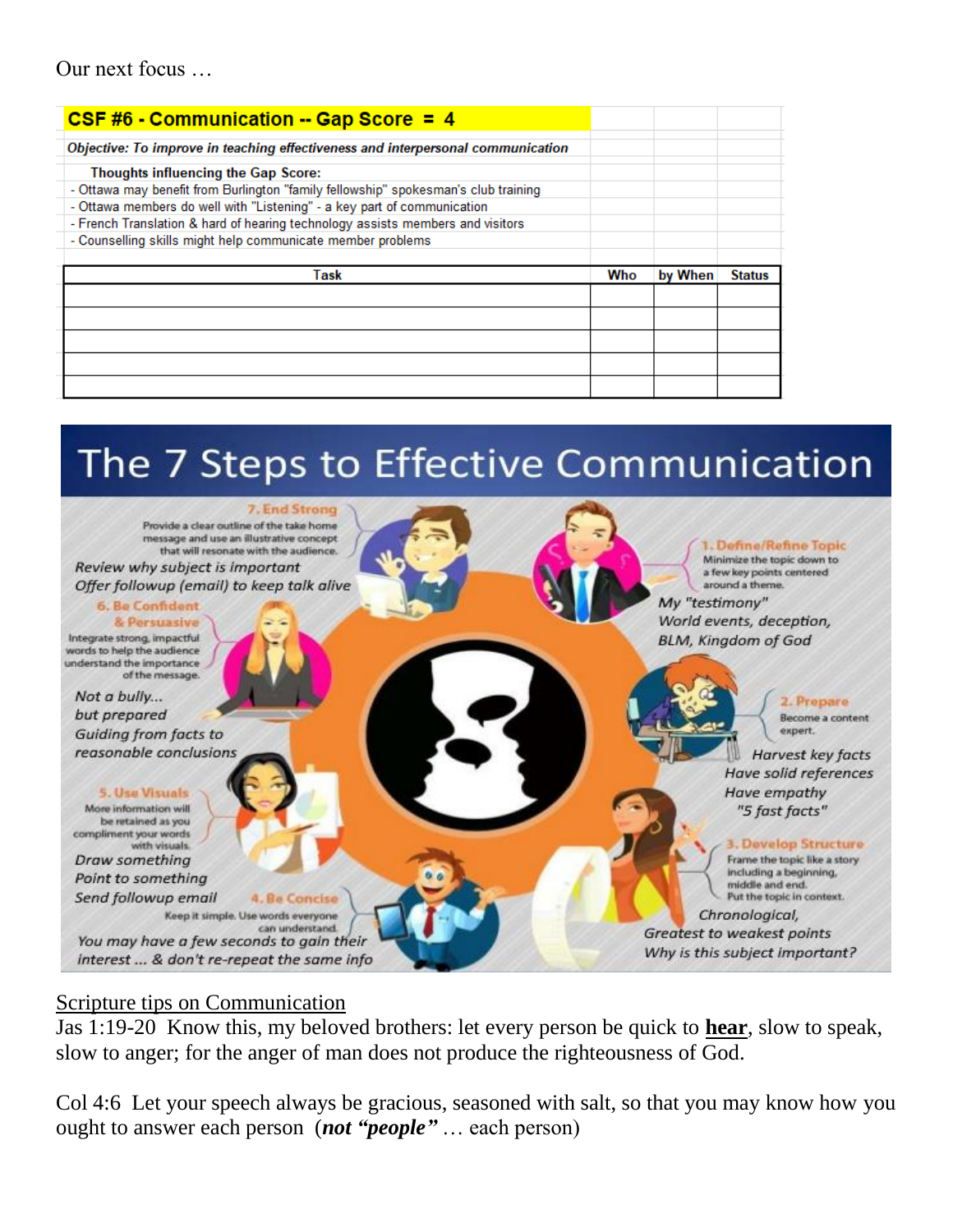Our next focus …

**CSF #6 - Communication -- Gap Score = 4**

*Objective: To improve in teaching effectiveness and interpersonal communication*

**Thoughts influencing the Gap Score:**

- Ottawa may benefit from Burlington "family fellowship" spokesman's club training
- Ottawa members do well with "Listening" - a key part of communication
- French Translation & hard of hearing technology assists members and visitors
- Counselling skills might help communicate member problems

| Task | Who | by When | Status |
|---|---|---|---|
| | | | |
| | | | |
| | | | |
| | | | |
| | | | |

# The 7 Steps to Effective Communication

**1. Define/Refine Topic** — Minimize the topic down to a few key points centered around a theme.

*My "testimony"*
*World events, deception, BLM, Kingdom of God*

**2. Prepare** — Become a content expert.

*Harvest key facts*
*Have solid references*
*Have empathy*
*"5 fast facts"*

**3. Develop Structure** — Frame the topic like a story including a beginning, middle and end. Put the topic in context.

*Chronological,*
*Greatest to weakest points*
*Why is this subject important?*

**4. Be Concise** — Keep it simple. Use words everyone can understand.

*You may have a few seconds to gain their interest … & don't re-repeat the same info*

**5. Use Visuals** — More information will be retained as you compliment your words with visuals.

*Draw something*
*Point to something*
*Send followup email*

**6. Be Confident & Persuasive** — Integrate strong, impactful words to help the audience understand the importance of the message.

*Not a bully…*
*but prepared*
*Guiding from facts to reasonable conclusions*

**7. End Strong** — Provide a clear outline of the take home message and use an illustrative concept that will resonate with the audience.

*Review why subject is important*
*Offer followup (email) to keep talk alive*

<u>Scripture tips on Communication</u>

Jas 1:19-20 Know this, my beloved brothers: let every person be quick to **<u>hear</u>**, slow to speak, slow to anger; for the anger of man does not produce the righteousness of God.

Col 4:6 Let your speech always be gracious, seasoned with salt, so that you may know how you ought to answer each person (***not "people"*** … each person)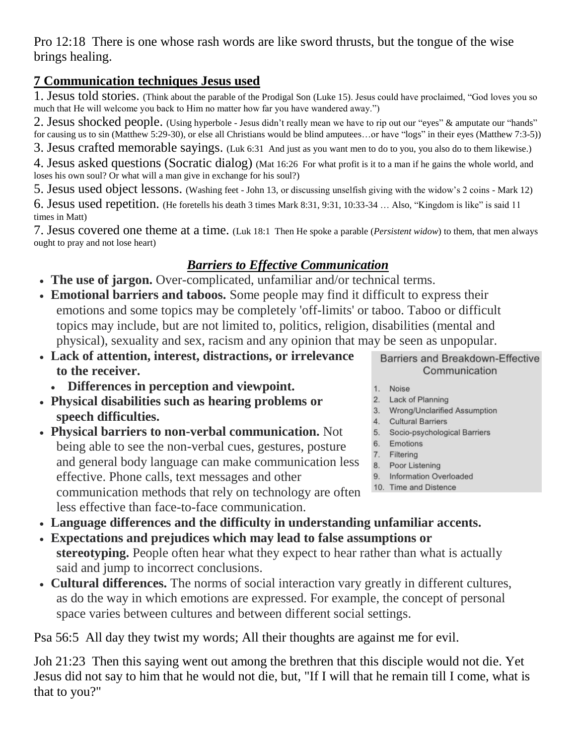Pro 12:18 There is one whose rash words are like sword thrusts, but the tongue of the wise brings healing.

## 7 Communication techniques Jesus used

1. Jesus told stories. (Think about the parable of the Prodigal Son (Luke 15). Jesus could have proclaimed, "God loves you so much that He will welcome you back to Him no matter how far you have wandered away.")
2. Jesus shocked people. (Using hyperbole - Jesus didn't really mean we have to rip out our "eyes" & amputate our "hands" for causing us to sin (Matthew 5:29-30), or else all Christians would be blind amputees…or have "logs" in their eyes (Matthew 7:3-5))
3. Jesus crafted memorable sayings. (Luk 6:31 And just as you want men to do to you, you also do to them likewise.)
4. Jesus asked questions (Socratic dialog) (Mat 16:26 For what profit is it to a man if he gains the whole world, and loses his own soul? Or what will a man give in exchange for his soul?)
5. Jesus used object lessons. (Washing feet - John 13, or discussing unselfish giving with the widow's 2 coins - Mark 12)
6. Jesus used repetition. (He foretells his death 3 times Mark 8:31, 9:31, 10:33-34 … Also, "Kingdom is like" is said 11 times in Matt)
7. Jesus covered one theme at a time. (Luk 18:1 Then He spoke a parable (*Persistent widow*) to them, that men always ought to pray and not lose heart)

## *Barriers to Effective Communication*

- **The use of jargon.** Over-complicated, unfamiliar and/or technical terms.
- **Emotional barriers and taboos.** Some people may find it difficult to express their emotions and some topics may be completely 'off-limits' or taboo. Taboo or difficult topics may include, but are not limited to, politics, religion, disabilities (mental and physical), sexuality and sex, racism and any opinion that may be seen as unpopular.
- **Lack of attention, interest, distractions, or irrelevance to the receiver.**
  - **Differences in perception and viewpoint.**
- **Physical disabilities such as hearing problems or speech difficulties.**
- **Physical barriers to non-verbal communication.** Not being able to see the non-verbal cues, gestures, posture and general body language can make communication less effective. Phone calls, text messages and other communication methods that rely on technology are often less effective than face-to-face communication.
- **Language differences and the difficulty in understanding unfamiliar accents.**
- **Expectations and prejudices which may lead to false assumptions or stereotyping.** People often hear what they expect to hear rather than what is actually said and jump to incorrect conclusions.
- **Cultural differences.** The norms of social interaction vary greatly in different cultures, as do the way in which emotions are expressed. For example, the concept of personal space varies between cultures and between different social settings.

Barriers and Breakdown-Effective Communication

1. Noise
2. Lack of Planning
3. Wrong/Unclarified Assumption
4. Cultural Barriers
5. Socio-psychological Barriers
6. Emotions
7. Filtering
8. Poor Listening
9. Information Overloaded
10. Time and Distence

Psa 56:5 All day they twist my words; All their thoughts are against me for evil.

Joh 21:23 Then this saying went out among the brethren that this disciple would not die. Yet Jesus did not say to him that he would not die, but, "If I will that he remain till I come, what is that to you?"